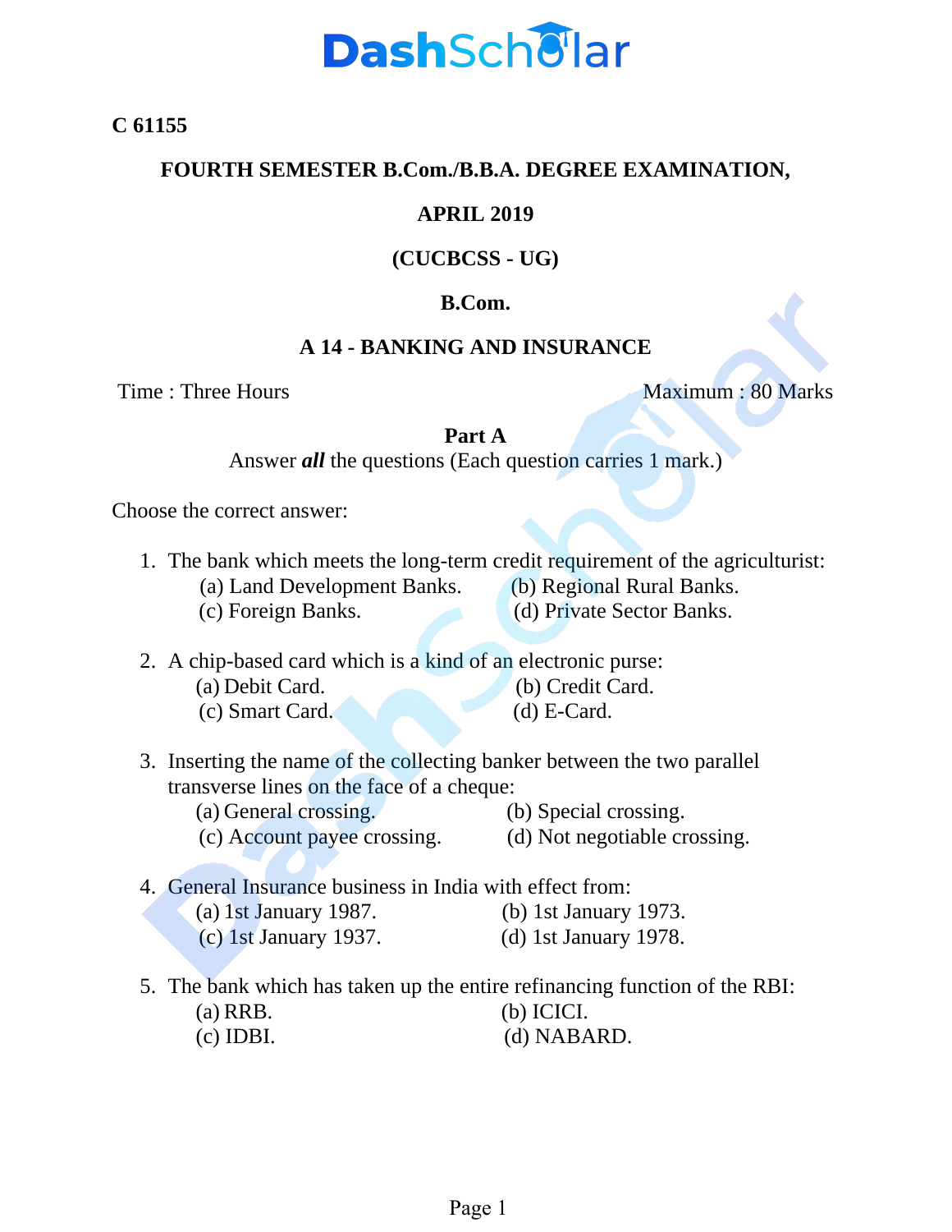**C 61155**

# FOURTH SEMESTER B.Com./B.B.A. DEGREE EXAMINATION,

## APRIL 2019

## (CUCBCSS - UG)

## B.Com.

## A 14 - BANKING AND INSURANCE

Time : Three Hours | Maximum : 80 Marks

### Part A

Answer ***all*** the questions (Each question carries 1 mark.)

Choose the correct answer:

1. The bank which meets the long-term credit requirement of the agriculturist:
   (a) Land Development Banks. (b) Regional Rural Banks.
   (c) Foreign Banks. (d) Private Sector Banks.

2. A chip-based card which is a kind of an electronic purse:
   (a) Debit Card. (b) Credit Card.
   (c) Smart Card. (d) E-Card.

3. Inserting the name of the collecting banker between the two parallel transverse lines on the face of a cheque:
   (a) General crossing. (b) Special crossing.
   (c) Account payee crossing. (d) Not negotiable crossing.

4. General Insurance business in India with effect from:
   (a) 1st January 1987. (b) 1st January 1973.
   (c) 1st January 1937. (d) 1st January 1978.

5. The bank which has taken up the entire refinancing function of the RBI:
   (a) RRB. (b) ICICI.
   (c) IDBI. (d) NABARD.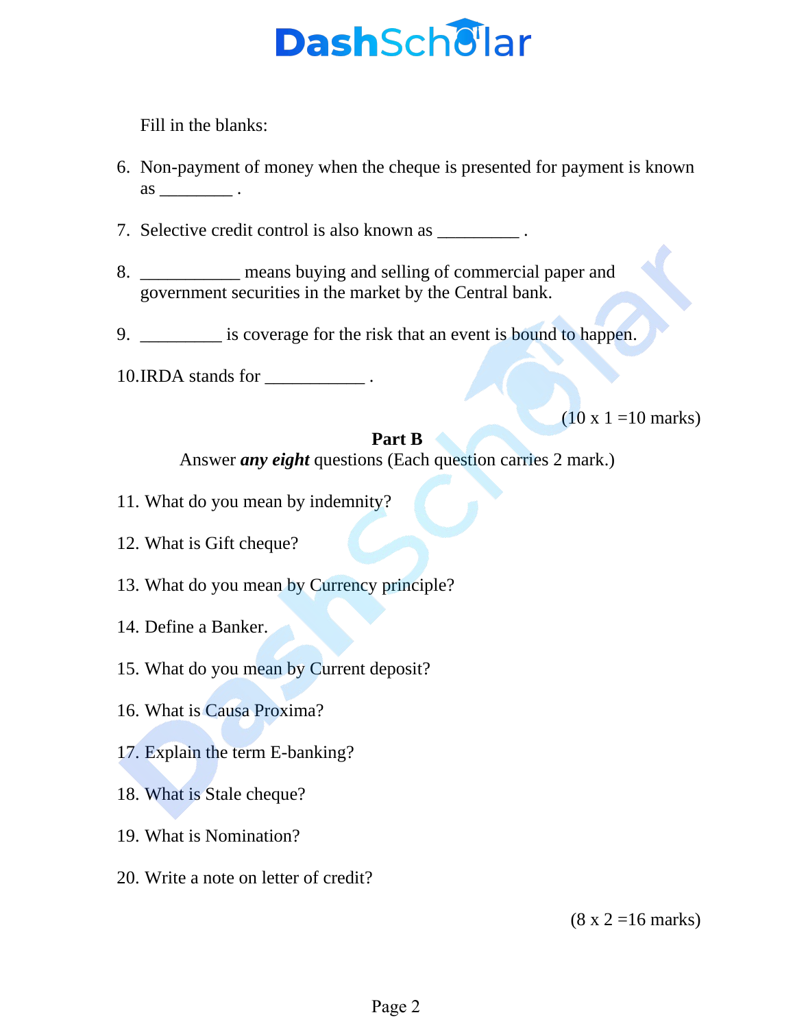Fill in the blanks:

6. Non-payment of money when the cheque is presented for payment is known as ________ .

7. Selective credit control is also known as _________ .

8. ___________ means buying and selling of commercial paper and government securities in the market by the Central bank.

9. _________ is coverage for the risk that an event is bound to happen.

10. IRDA stands for ___________ .

(10 x 1 =10 marks)

## Part B

Answer ***any eight*** questions (Each question carries 2 mark.)

11. What do you mean by indemnity?

12. What is Gift cheque?

13. What do you mean by Currency principle?

14. Define a Banker.

15. What do you mean by Current deposit?

16. What is Causa Proxima?

17. Explain the term E-banking?

18. What is Stale cheque?

19. What is Nomination?

20. Write a note on letter of credit?

(8 x 2 =16 marks)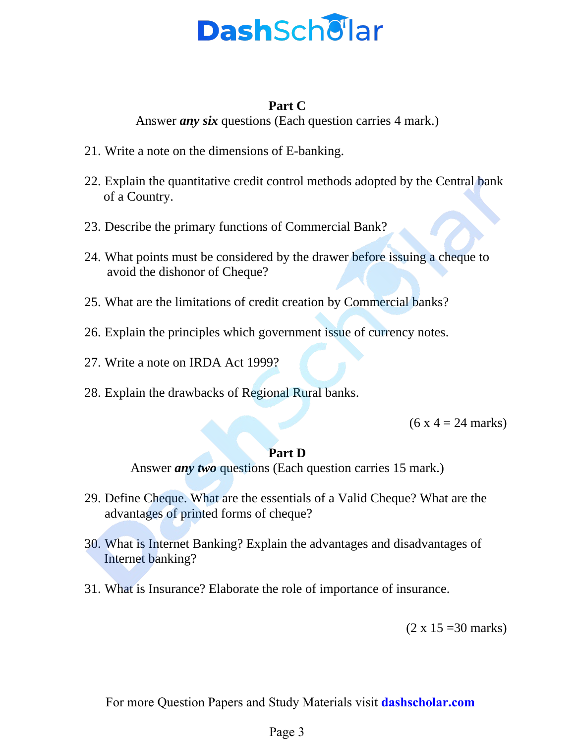## Part C

Answer ***any six*** questions (Each question carries 4 mark.)

21. Write a note on the dimensions of E-banking.

22. Explain the quantitative credit control methods adopted by the Central bank of a Country.

23. Describe the primary functions of Commercial Bank?

24. What points must be considered by the drawer before issuing a cheque to avoid the dishonor of Cheque?

25. What are the limitations of credit creation by Commercial banks?

26. Explain the principles which government issue of currency notes.

27. Write a note on IRDA Act 1999?

28. Explain the drawbacks of Regional Rural banks.

(6 x 4 = 24 marks)

## Part D

Answer ***any two*** questions (Each question carries 15 mark.)

29. Define Cheque. What are the essentials of a Valid Cheque? What are the advantages of printed forms of cheque?

30. What is Internet Banking? Explain the advantages and disadvantages of Internet banking?

31. What is Insurance? Elaborate the role of importance of insurance.

(2 x 15 =30 marks)